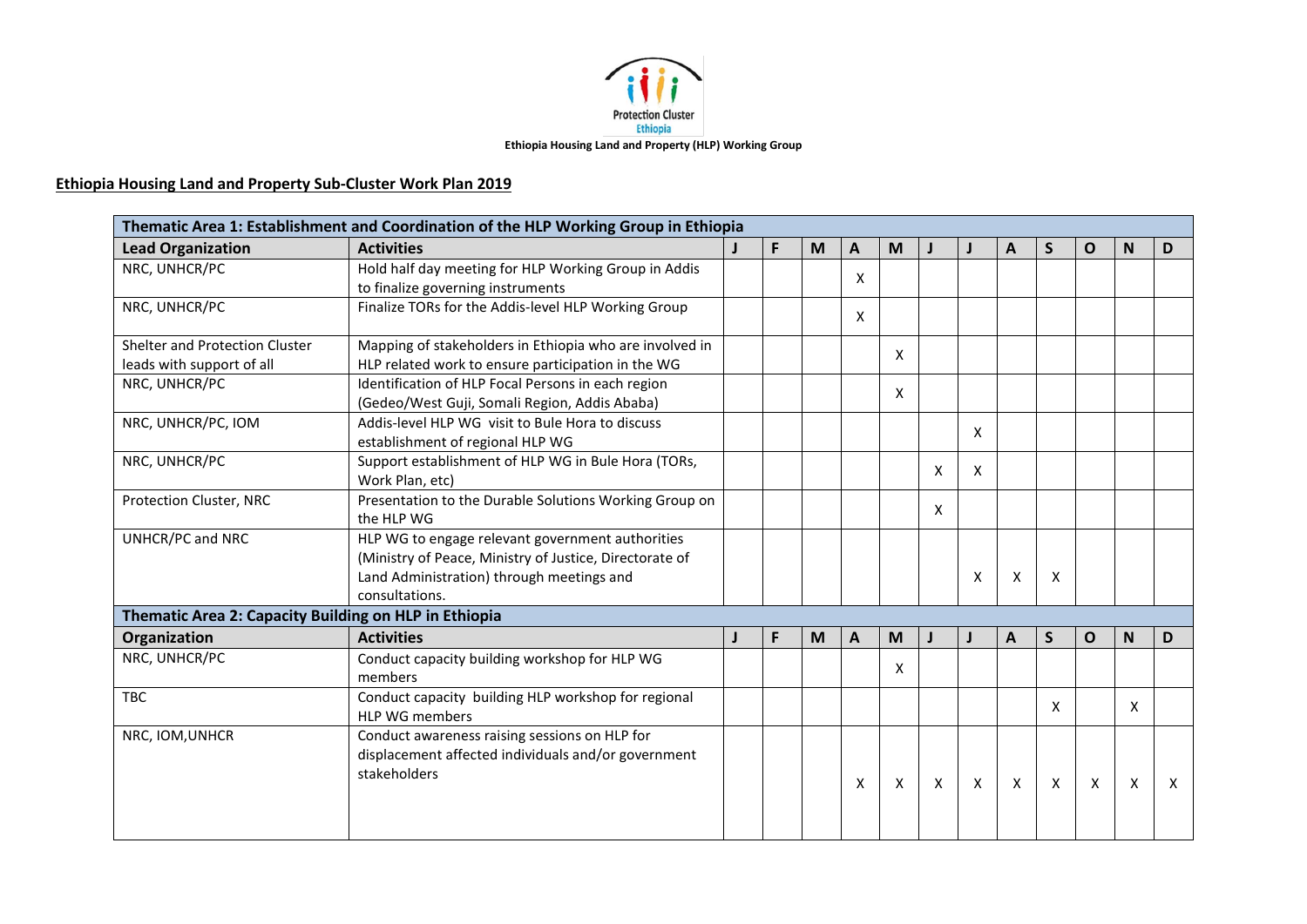Protection Cluster Ethiopia

Ethiopia Housing Land and Property (HLP) Working Group

## Ethiopia Housing Land and Property Sub-Cluster Work Plan 2019

| **Thematic Area 1: Establishment and Coordination of the HLP Working Group in Ethiopia** | | | | | | | | | | | | | |
|---|---|---|---|---|---|---|---|---|---|---|---|---|---|
| **Lead Organization** | **Activities** | **J** | **F** | **M** | **A** | **M** | **J** | **J** | **A** | **S** | **O** | **N** | **D** |
| NRC, UNHCR/PC | Hold half day meeting for HLP Working Group in Addis to finalize governing instruments | | | | X | | | | | | | | |
| NRC, UNHCR/PC | Finalize TORs for the Addis-level HLP Working Group | | | | X | | | | | | | | |
| Shelter and Protection Cluster leads with support of all | Mapping of stakeholders in Ethiopia who are involved in HLP related work to ensure participation in the WG | | | | | X | | | | | | | |
| NRC, UNHCR/PC | Identification of HLP Focal Persons in each region (Gedeo/West Guji, Somali Region, Addis Ababa) | | | | | X | | | | | | | |
| NRC, UNHCR/PC, IOM | Addis-level HLP WG visit to Bule Hora to discuss establishment of regional HLP WG | | | | | | | X | | | | | |
| NRC, UNHCR/PC | Support establishment of HLP WG in Bule Hora (TORs, Work Plan, etc) | | | | | | X | X | | | | | |
| Protection Cluster, NRC | Presentation to the Durable Solutions Working Group on the HLP WG | | | | | | X | | | | | | |
| UNHCR/PC and NRC | HLP WG to engage relevant government authorities (Ministry of Peace, Ministry of Justice, Directorate of Land Administration) through meetings and consultations. | | | | | | | X | X | X | | | |
| **Thematic Area 2: Capacity Building on HLP in Ethiopia** | | | | | | | | | | | | | |
| **Organization** | **Activities** | **J** | **F** | **M** | **A** | **M** | **J** | **J** | **A** | **S** | **O** | **N** | **D** |
| NRC, UNHCR/PC | Conduct capacity building workshop for HLP WG members | | | | | X | | | | | | | |
| TBC | Conduct capacity building HLP workshop for regional HLP WG members | | | | | | | | | X | | X | |
| NRC, IOM,UNHCR | Conduct awareness raising sessions on HLP for displacement affected individuals and/or government stakeholders | | | | X | X | X | X | X | X | X | X | X |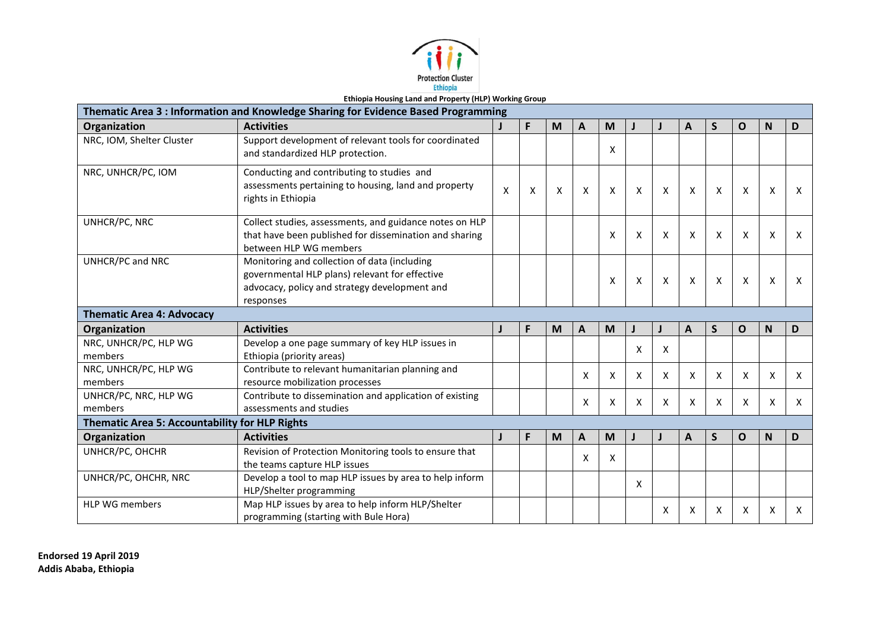Protection Cluster
Ethiopia

Ethiopia Housing Land and Property (HLP) Working Group

| Thematic Area 3 : Information and Knowledge Sharing for Evidence Based Programming | | | | | | | | | | | | | |
|---|---|---|---|---|---|---|---|---|---|---|---|---|---|
| **Organization** | **Activities** | **J** | **F** | **M** | **A** | **M** | **J** | **J** | **A** | **S** | **O** | **N** | **D** |
| NRC, IOM, Shelter Cluster | Support development of relevant tools for coordinated and standardized HLP protection. | | | | | X | | | | | | | |
| NRC, UNHCR/PC, IOM | Conducting and contributing to studies and assessments pertaining to housing, land and property rights in Ethiopia | X | X | X | X | X | X | X | X | X | X | X | X |
| UNHCR/PC, NRC | Collect studies, assessments, and guidance notes on HLP that have been published for dissemination and sharing between HLP WG members | | | | | X | X | X | X | X | X | X | X |
| UNHCR/PC and NRC | Monitoring and collection of data (including governmental HLP plans) relevant for effective advocacy, policy and strategy development and responses | | | | | X | X | X | X | X | X | X | X |
| **Thematic Area 4: Advocacy** | | | | | | | | | | | | | |
| **Organization** | **Activities** | **J** | **F** | **M** | **A** | **M** | **J** | **J** | **A** | **S** | **O** | **N** | **D** |
| NRC, UNHCR/PC, HLP WG members | Develop a one page summary of key HLP issues in Ethiopia (priority areas) | | | | | | X | X | | | | | |
| NRC, UNHCR/PC, HLP WG members | Contribute to relevant humanitarian planning and resource mobilization processes | | | | X | X | X | X | X | X | X | X | X |
| UNHCR/PC, NRC, HLP WG members | Contribute to dissemination and application of existing assessments and studies | | | | X | X | X | X | X | X | X | X | X |
| **Thematic Area 5: Accountability for HLP Rights** | | | | | | | | | | | | | |
| **Organization** | **Activities** | **J** | **F** | **M** | **A** | **M** | **J** | **J** | **A** | **S** | **O** | **N** | **D** |
| UNHCR/PC, OHCHR | Revision of Protection Monitoring tools to ensure that the teams capture HLP issues | | | | X | X | | | | | | | |
| UNHCR/PC, OHCHR, NRC | Develop a tool to map HLP issues by area to help inform HLP/Shelter programming | | | | | | X | | | | | | |
| HLP WG members | Map HLP issues by area to help inform HLP/Shelter programming (starting with Bule Hora) | | | | | | | X | X | X | X | X | X |

**Endorsed 19 April 2019**
**Addis Ababa, Ethiopia**